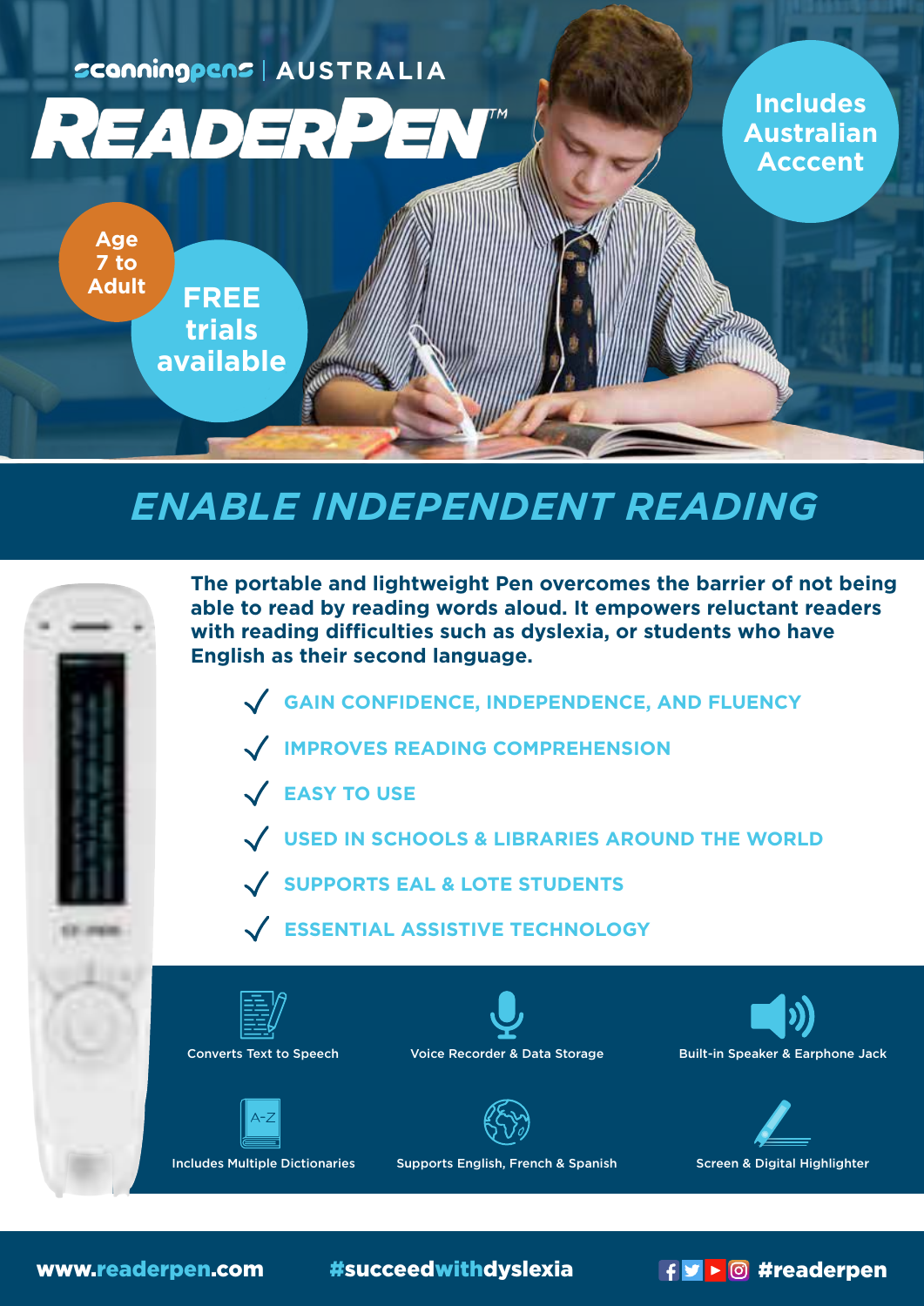scanningpens | AUSTRALIA

# READERPEN™

Includes Australian Acccent

Age 7 to Adult

FREE trials available

## *ENABLE INDEPENDENT READING*

**The portable and lightweight Pen overcomes the barrier of not being able to read by reading words aloud. It empowers reluctant readers with reading difficulties such as dyslexia, or students who have English as their second language.**

- ✓ GAIN CONFIDENCE, INDEPENDENCE, AND FLUENCY
- ✓ IMPROVES READING COMPREHENSION
- ✓ EASY TO USE
- ✓ USED IN SCHOOLS & LIBRARIES AROUND THE WORLD
- ✓ SUPPORTS EAL & LOTE STUDENTS
- ✓ ESSENTIAL ASSISTIVE TECHNOLOGY

Converts Text to Speech

Voice Recorder & Data Storage

Built-in Speaker & Earphone Jack

Includes Multiple Dictionaries

Supports English, French & Spanish

Screen & Digital Highlighter

www.readerpen.com #succeedwithdyslexia #readerpen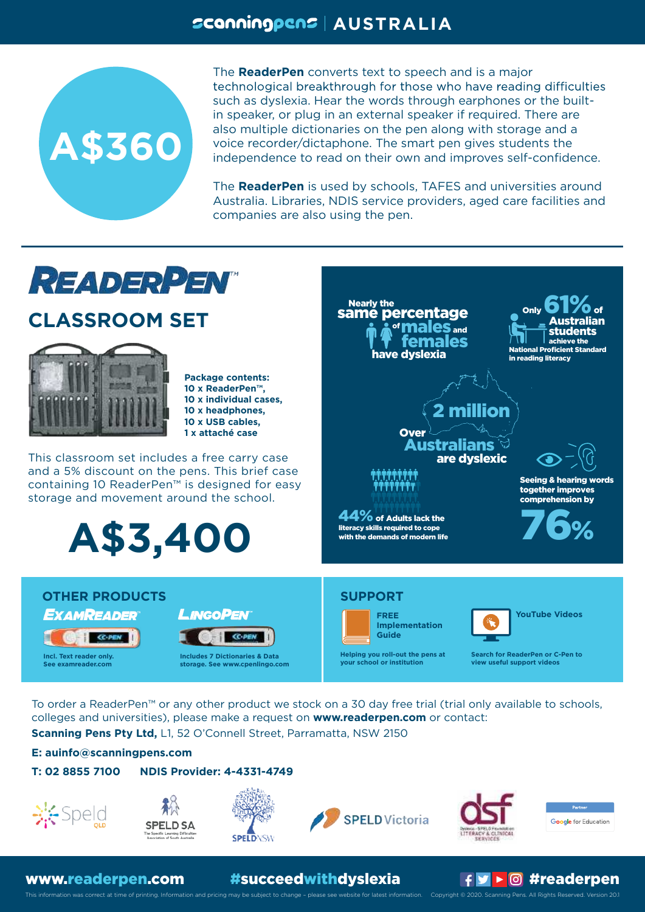scanningpens | AUSTRALIA

**A$360**

The **ReaderPen** converts text to speech and is a major technological breakthrough for those who have reading difficulties such as dyslexia. Hear the words through earphones or the built-in speaker, or plug in an external speaker if required. There are also multiple dictionaries on the pen along with storage and a voice recorder/dictaphone. The smart pen gives students the independence to read on their own and improves self-confidence.

The **ReaderPen** is used by schools, TAFES and universities around Australia. Libraries, NDIS service providers, aged care facilities and companies are also using the pen.

# READERPEN™

## CLASSROOM SET

**Package contents:**
**10 x ReaderPen™,**
**10 x individual cases,**
**10 x headphones,**
**10 x USB cables,**
**1 x attaché case**

This classroom set includes a free carry case and a 5% discount on the pens. This brief case containing 10 ReaderPen™ is designed for easy storage and movement around the school.

# A$3,400

Nearly the same percentage of males and females have dyslexia

Only 61% of Australian students achieve the National Proficient Standard in reading literacy

Over 2 million Australians are dyslexic

44% of Adults lack the literacy skills required to cope with the demands of modern life

Seeing & hearing words together improves comprehension by 76%

## OTHER PRODUCTS

**EXAMREADER™**
Incl. Text reader only. See examreader.com

**LINGOPEN™**
Includes 7 Dictionaries & Data storage. See www.cpenlingo.com

## SUPPORT

**FREE Implementation Guide**
Helping you roll-out the pens at your school or institution

**YouTube Videos**
Search for ReaderPen or C-Pen to view useful support videos

To order a ReaderPen™ or any other product we stock on a 30 day free trial (trial only available to schools, colleges and universities), please make a request on **www.readerpen.com** or contact:

**Scanning Pens Pty Ltd,** L1, 52 O'Connell Street, Parramatta, NSW 2150

**E: auinfo@scanningpens.com**

**T: 02 8855 7100** **NDIS Provider: 4-4331-4749**

Speld QLD | SPELD SA | SPELD NSW | SPELD Victoria | dsf | Google for Education Partner

**www.readerpen.com** **#succeedwithdyslexia** **#readerpen**

This information was correct at time of printing. Information and pricing may be subject to change – please see website for latest information. Copyright © 2020. Scanning Pens. All Rights Reserved. Version 20.1